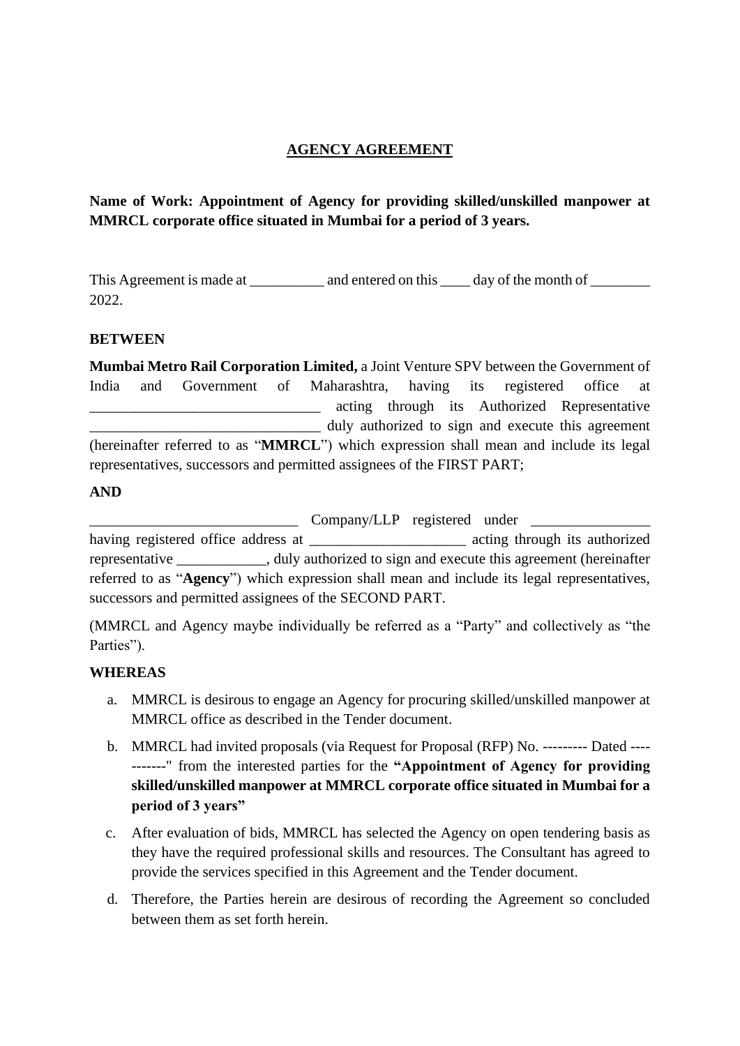# AGENCY AGREEMENT

**Name of Work: Appointment of Agency for providing skilled/unskilled manpower at MMRCL corporate office situated in Mumbai for a period of 3 years.**

This Agreement is made at __________ and entered on this ____ day of the month of ________ 2022.

**BETWEEN**

**Mumbai Metro Rail Corporation Limited,** a Joint Venture SPV between the Government of India and Government of Maharashtra, having its registered office at _______________________________ acting through its Authorized Representative _______________________________ duly authorized to sign and execute this agreement (hereinafter referred to as "**MMRCL**") which expression shall mean and include its legal representatives, successors and permitted assignees of the FIRST PART;

**AND**

___________________________ Company/LLP registered under _______________ having registered office address at ____________________ acting through its authorized representative ____________, duly authorized to sign and execute this agreement (hereinafter referred to as "**Agency**") which expression shall mean and include its legal representatives, successors and permitted assignees of the SECOND PART.

(MMRCL and Agency maybe individually be referred as a "Party" and collectively as "the Parties").

**WHEREAS**

a. MMRCL is desirous to engage an Agency for procuring skilled/unskilled manpower at MMRCL office as described in the Tender document.

b. MMRCL had invited proposals (via Request for Proposal (RFP) No. --------- Dated -----------" from the interested parties for the **"Appointment of Agency for providing skilled/unskilled manpower at MMRCL corporate office situated in Mumbai for a period of 3 years"**

c. After evaluation of bids, MMRCL has selected the Agency on open tendering basis as they have the required professional skills and resources. The Consultant has agreed to provide the services specified in this Agreement and the Tender document.

d. Therefore, the Parties herein are desirous of recording the Agreement so concluded between them as set forth herein.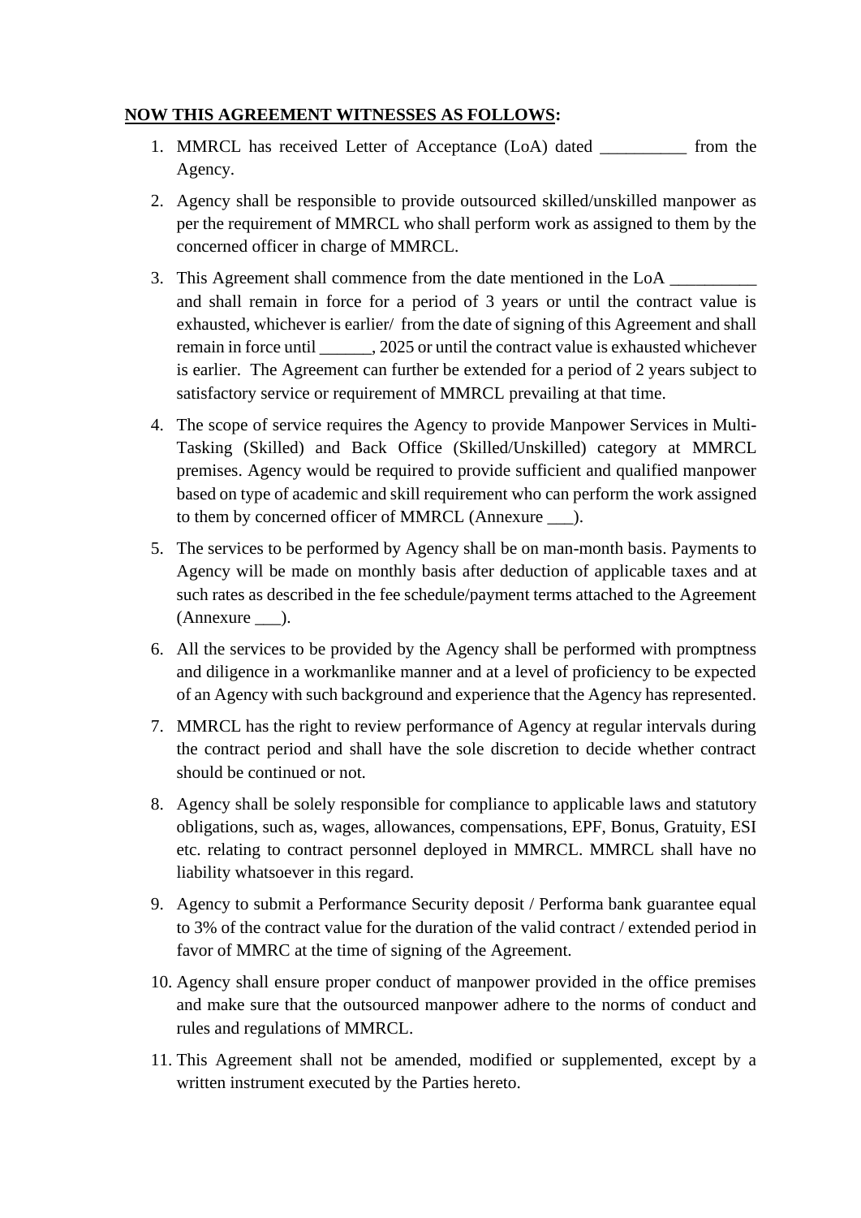**<u>NOW THIS AGREEMENT WITNESSES AS FOLLOWS</u>:**

1. MMRCL has received Letter of Acceptance (LoA) dated __________ from the Agency.
2. Agency shall be responsible to provide outsourced skilled/unskilled manpower as per the requirement of MMRCL who shall perform work as assigned to them by the concerned officer in charge of MMRCL.
3. This Agreement shall commence from the date mentioned in the LoA __________ and shall remain in force for a period of 3 years or until the contract value is exhausted, whichever is earlier/ from the date of signing of this Agreement and shall remain in force until ______, 2025 or until the contract value is exhausted whichever is earlier. The Agreement can further be extended for a period of 2 years subject to satisfactory service or requirement of MMRCL prevailing at that time.
4. The scope of service requires the Agency to provide Manpower Services in Multi-Tasking (Skilled) and Back Office (Skilled/Unskilled) category at MMRCL premises. Agency would be required to provide sufficient and qualified manpower based on type of academic and skill requirement who can perform the work assigned to them by concerned officer of MMRCL (Annexure ___).
5. The services to be performed by Agency shall be on man-month basis. Payments to Agency will be made on monthly basis after deduction of applicable taxes and at such rates as described in the fee schedule/payment terms attached to the Agreement (Annexure ___).
6. All the services to be provided by the Agency shall be performed with promptness and diligence in a workmanlike manner and at a level of proficiency to be expected of an Agency with such background and experience that the Agency has represented.
7. MMRCL has the right to review performance of Agency at regular intervals during the contract period and shall have the sole discretion to decide whether contract should be continued or not.
8. Agency shall be solely responsible for compliance to applicable laws and statutory obligations, such as, wages, allowances, compensations, EPF, Bonus, Gratuity, ESI etc. relating to contract personnel deployed in MMRCL. MMRCL shall have no liability whatsoever in this regard.
9. Agency to submit a Performance Security deposit / Performa bank guarantee equal to 3% of the contract value for the duration of the valid contract / extended period in favor of MMRC at the time of signing of the Agreement.
10. Agency shall ensure proper conduct of manpower provided in the office premises and make sure that the outsourced manpower adhere to the norms of conduct and rules and regulations of MMRCL.
11. This Agreement shall not be amended, modified or supplemented, except by a written instrument executed by the Parties hereto.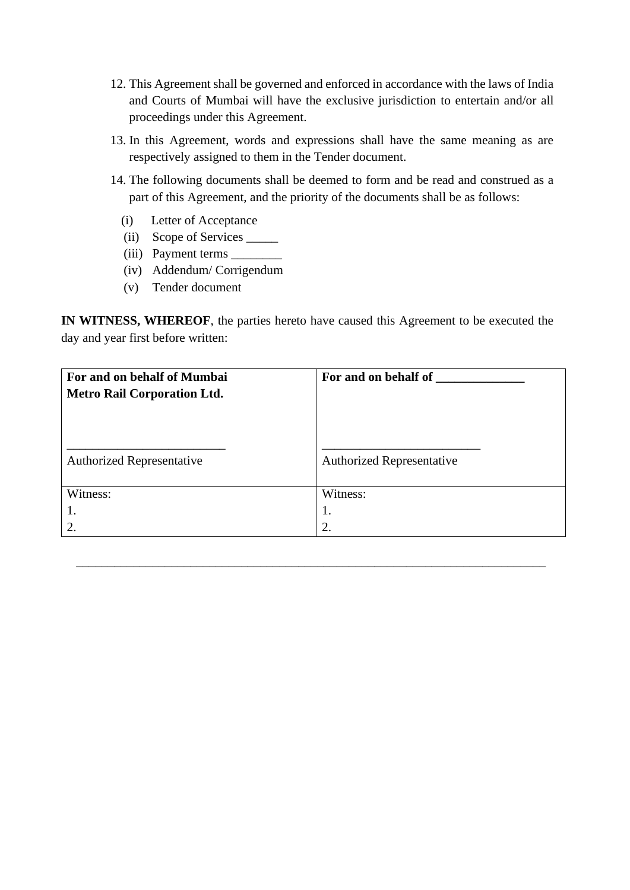12. This Agreement shall be governed and enforced in accordance with the laws of India and Courts of Mumbai will have the exclusive jurisdiction to entertain and/or all proceedings under this Agreement.

13. In this Agreement, words and expressions shall have the same meaning as are respectively assigned to them in the Tender document.

14. The following documents shall be deemed to form and be read and construed as a part of this Agreement, and the priority of the documents shall be as follows:

    (i) Letter of Acceptance
    (ii) Scope of Services _____
    (iii) Payment terms ________
    (iv) Addendum/ Corrigendum
    (v) Tender document

**IN WITNESS, WHEREOF**, the parties hereto have caused this Agreement to be executed the day and year first before written:

| | |
|---|---|
| **For and on behalf of Mumbai Metro Rail Corporation Ltd.**<br><br>_________________________<br>Authorized Representative | **For and on behalf of ______________**<br><br>_________________________<br>Authorized Representative |
| Witness:<br>1.<br>2. | Witness:<br>1.<br>2. |

___________________________________________________________________________